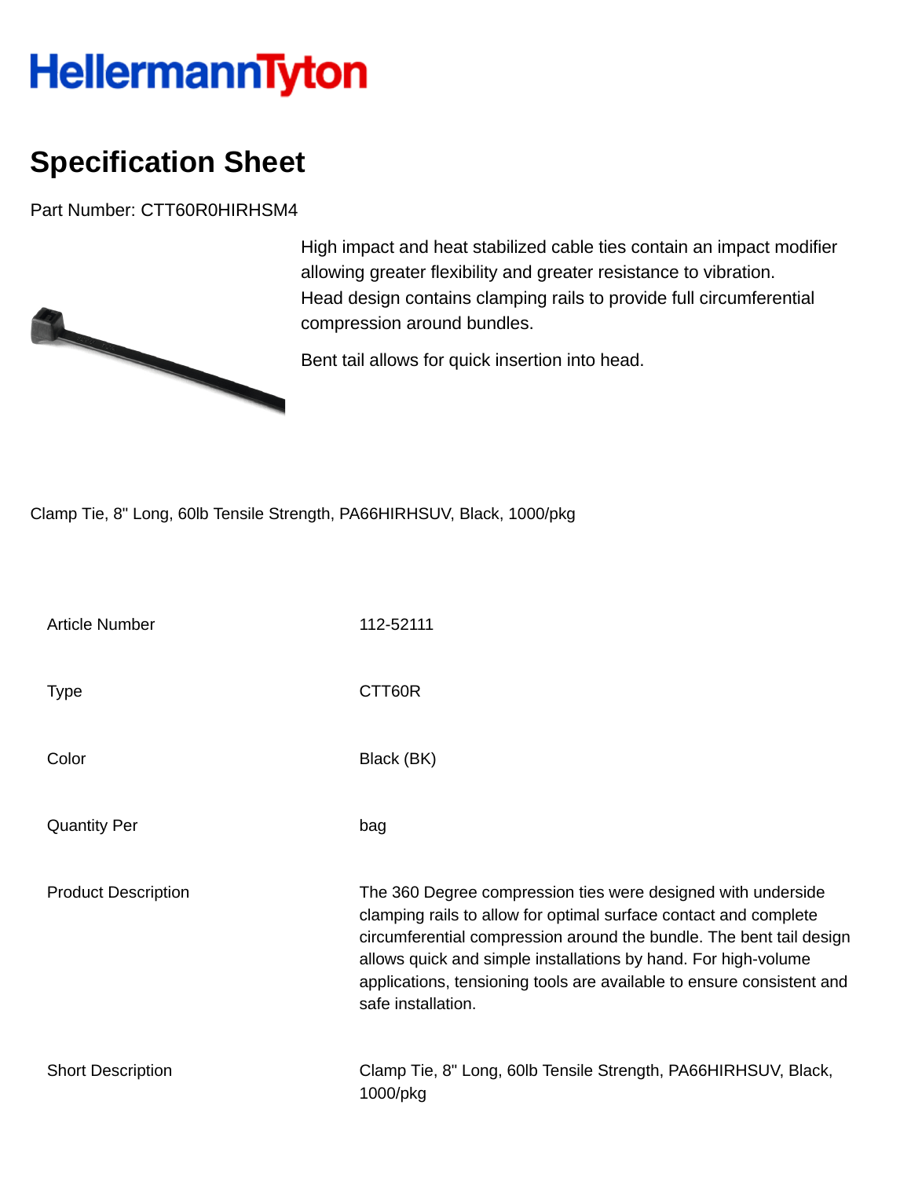# HellermannTyton

## Specification Sheet

Part Number: CTT60R0HIRHSM4

High impact and heat stabilized cable ties contain an impact modifier allowing greater flexibility and greater resistance to vibration.
Head design contains clamping rails to provide full circumferential compression around bundles.

Bent tail allows for quick insertion into head.

Clamp Tie, 8" Long, 60lb Tensile Strength, PA66HIRHSUV, Black, 1000/pkg

| | |
|---|---|
| Article Number | 112-52111 |
| Type | CTT60R |
| Color | Black (BK) |
| Quantity Per | bag |
| Product Description | The 360 Degree compression ties were designed with underside clamping rails to allow for optimal surface contact and complete circumferential compression around the bundle. The bent tail design allows quick and simple installations by hand. For high-volume applications, tensioning tools are available to ensure consistent and safe installation. |
| Short Description | Clamp Tie, 8" Long, 60lb Tensile Strength, PA66HIRHSUV, Black, 1000/pkg |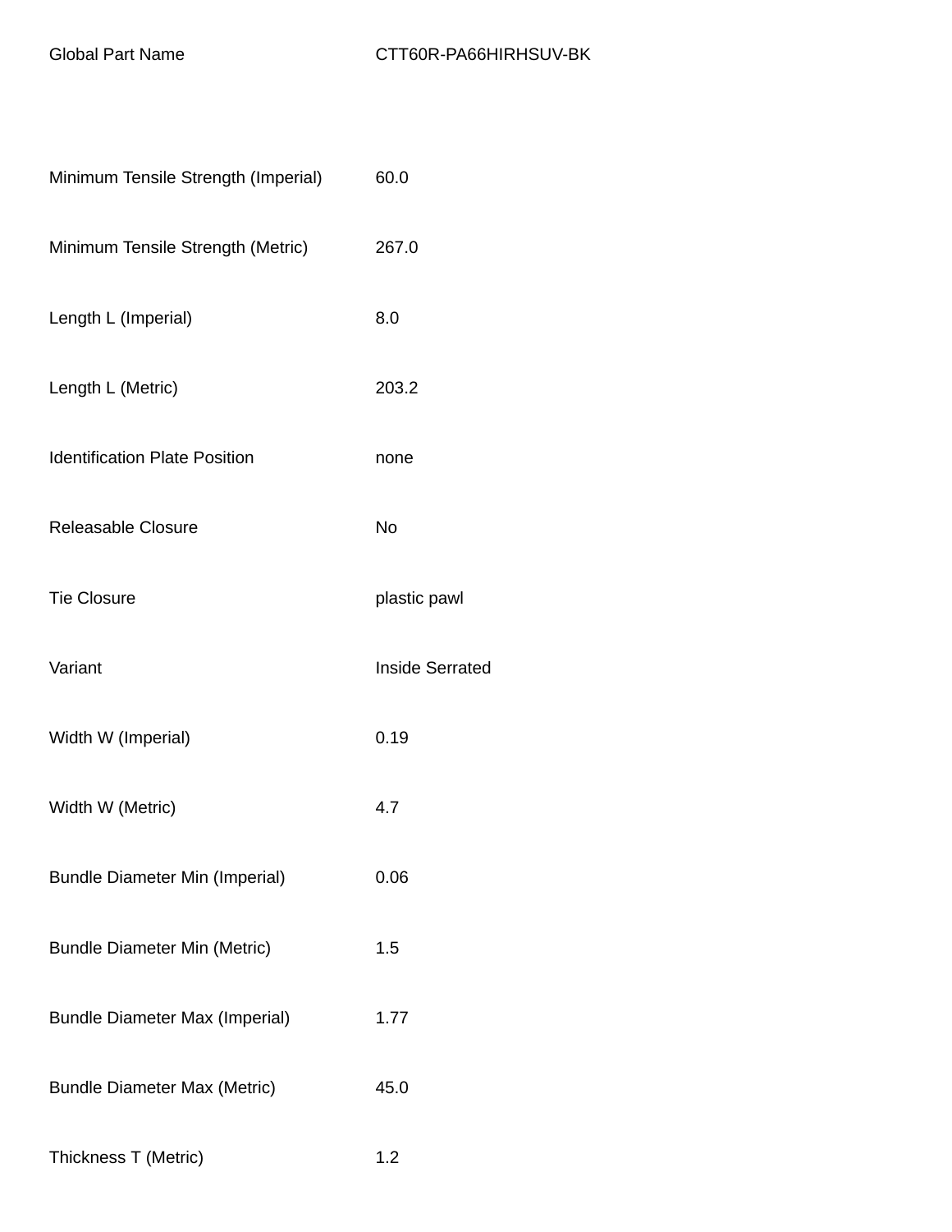| Global Part Name | CTT60R-PA66HIRHSUV-BK |
|---|---|
| Minimum Tensile Strength (Imperial) | 60.0 |
| Minimum Tensile Strength (Metric) | 267.0 |
| Length L (Imperial) | 8.0 |
| Length L (Metric) | 203.2 |
| Identification Plate Position | none |
| Releasable Closure | No |
| Tie Closure | plastic pawl |
| Variant | Inside Serrated |
| Width W (Imperial) | 0.19 |
| Width W (Metric) | 4.7 |
| Bundle Diameter Min (Imperial) | 0.06 |
| Bundle Diameter Min (Metric) | 1.5 |
| Bundle Diameter Max (Imperial) | 1.77 |
| Bundle Diameter Max (Metric) | 45.0 |
| Thickness T (Metric) | 1.2 |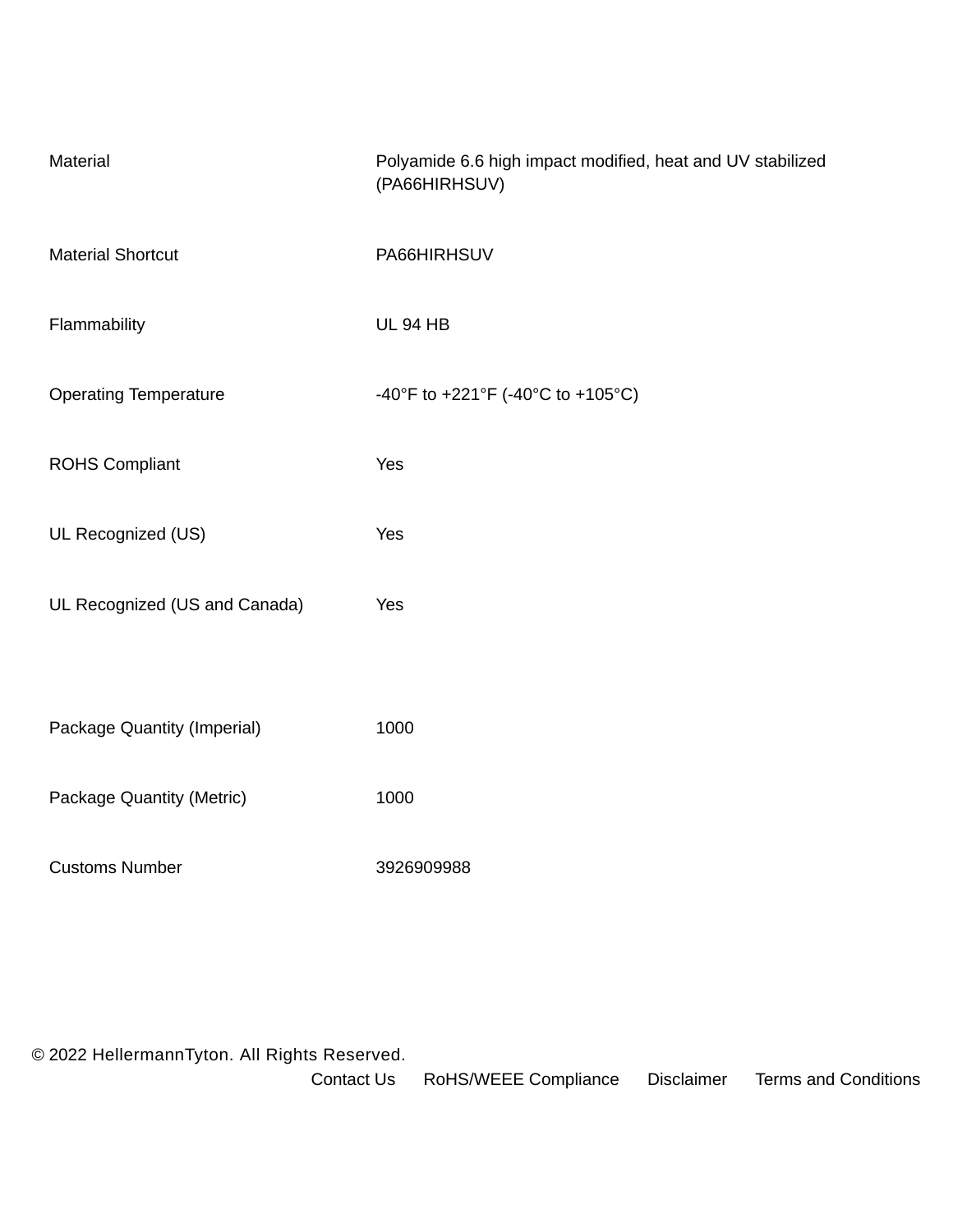| | |
|---|---|
| Material | Polyamide 6.6 high impact modified, heat and UV stabilized (PA66HIRHSUV) |
| Material Shortcut | PA66HIRHSUV |
| Flammability | UL 94 HB |
| Operating Temperature | -40°F to +221°F (-40°C to +105°C) |
| ROHS Compliant | Yes |
| UL Recognized (US) | Yes |
| UL Recognized (US and Canada) | Yes |

| | |
|---|---|
| Package Quantity (Imperial) | 1000 |
| Package Quantity (Metric) | 1000 |
| Customs Number | 3926909988 |

© 2022 HellermannTyton. All Rights Reserved.

Contact Us RoHS/WEEE Compliance Disclaimer Terms and Conditions